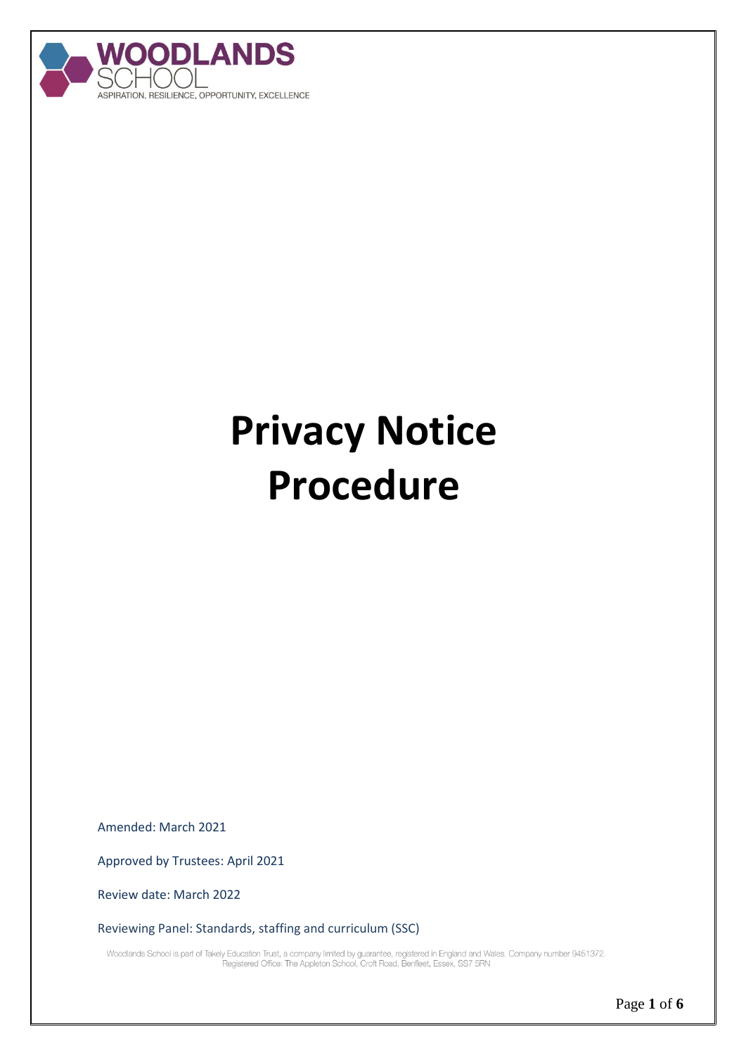WOODLANDS SCHOOL

ASPIRATION, RESILIENCE, OPPORTUNITY, EXCELLENCE

# Privacy Notice Procedure

Amended: March 2021

Approved by Trustees: April 2021

Review date: March 2022

Reviewing Panel: Standards, staffing and curriculum (SSC)

Woodlands School is part of Takely Education Trust, a company limited by guarantee, registered in England and Wales. Company number 9451372. Registered Office: The Appleton School, Croft Road, Benfleet, Essex, SS7 5RN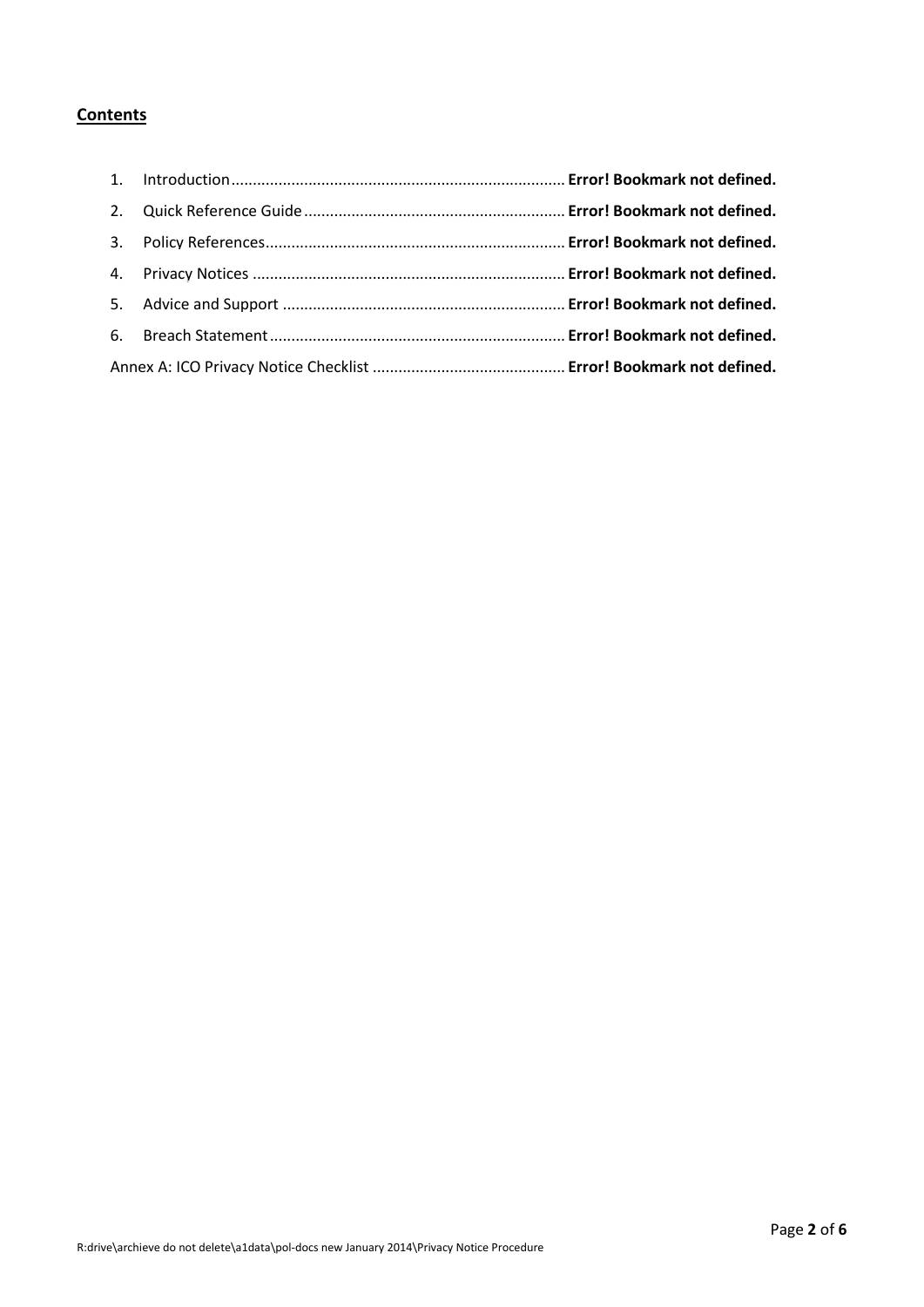**Contents**

1. Introduction............................................................................ **Error! Bookmark not defined.**
2. Quick Reference Guide ............................................................ **Error! Bookmark not defined.**
3. Policy References..................................................................... **Error! Bookmark not defined.**
4. Privacy Notices ........................................................................ **Error! Bookmark not defined.**
5. Advice and Support ................................................................. **Error! Bookmark not defined.**
6. Breach Statement .................................................................... **Error! Bookmark not defined.**

Annex A: ICO Privacy Notice Checklist ............................................ **Error! Bookmark not defined.**

R:drive\archieve do not delete\a1data\pol-docs new January 2014\Privacy Notice Procedure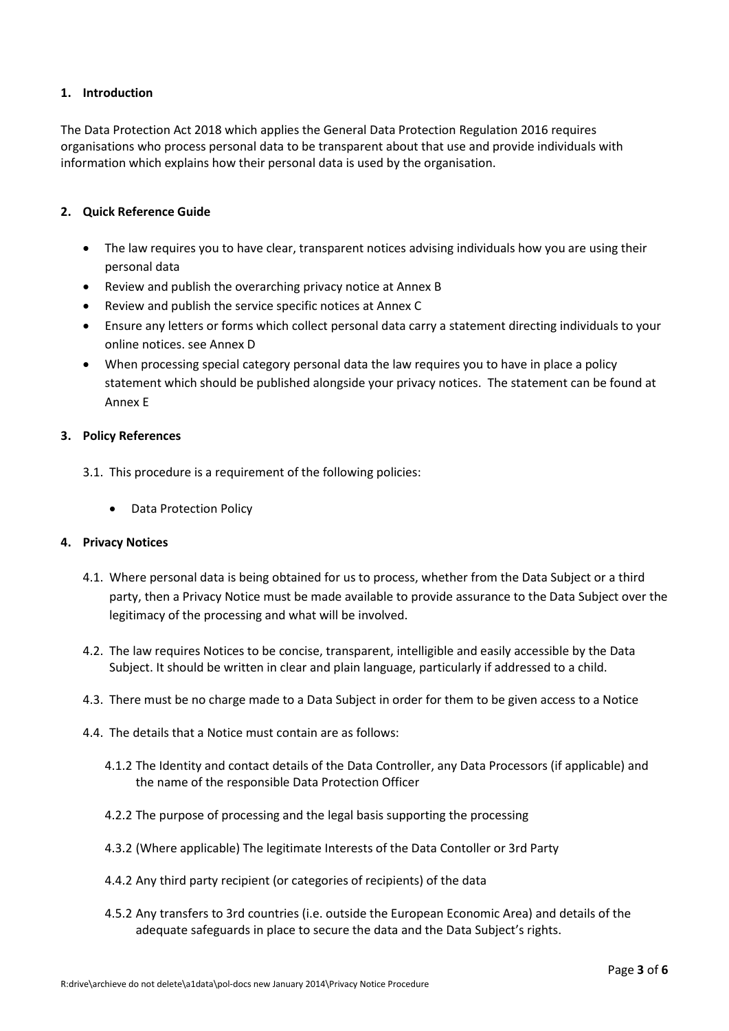## 1. Introduction

The Data Protection Act 2018 which applies the General Data Protection Regulation 2016 requires organisations who process personal data to be transparent about that use and provide individuals with information which explains how their personal data is used by the organisation.

## 2. Quick Reference Guide

- The law requires you to have clear, transparent notices advising individuals how you are using their personal data
- Review and publish the overarching privacy notice at Annex B
- Review and publish the service specific notices at Annex C
- Ensure any letters or forms which collect personal data carry a statement directing individuals to your online notices. see Annex D
- When processing special category personal data the law requires you to have in place a policy statement which should be published alongside your privacy notices. The statement can be found at Annex E

## 3. Policy References

3.1. This procedure is a requirement of the following policies:

- Data Protection Policy

## 4. Privacy Notices

4.1. Where personal data is being obtained for us to process, whether from the Data Subject or a third party, then a Privacy Notice must be made available to provide assurance to the Data Subject over the legitimacy of the processing and what will be involved.

4.2. The law requires Notices to be concise, transparent, intelligible and easily accessible by the Data Subject. It should be written in clear and plain language, particularly if addressed to a child.

4.3. There must be no charge made to a Data Subject in order for them to be given access to a Notice

4.4. The details that a Notice must contain are as follows:

4.1.2 The Identity and contact details of the Data Controller, any Data Processors (if applicable) and the name of the responsible Data Protection Officer

4.2.2 The purpose of processing and the legal basis supporting the processing

4.3.2 (Where applicable) The legitimate Interests of the Data Contoller or 3rd Party

4.4.2 Any third party recipient (or categories of recipients) of the data

4.5.2 Any transfers to 3rd countries (i.e. outside the European Economic Area) and details of the adequate safeguards in place to secure the data and the Data Subject's rights.

R:drive\archieve do not delete\a1data\pol-docs new January 2014\Privacy Notice Procedure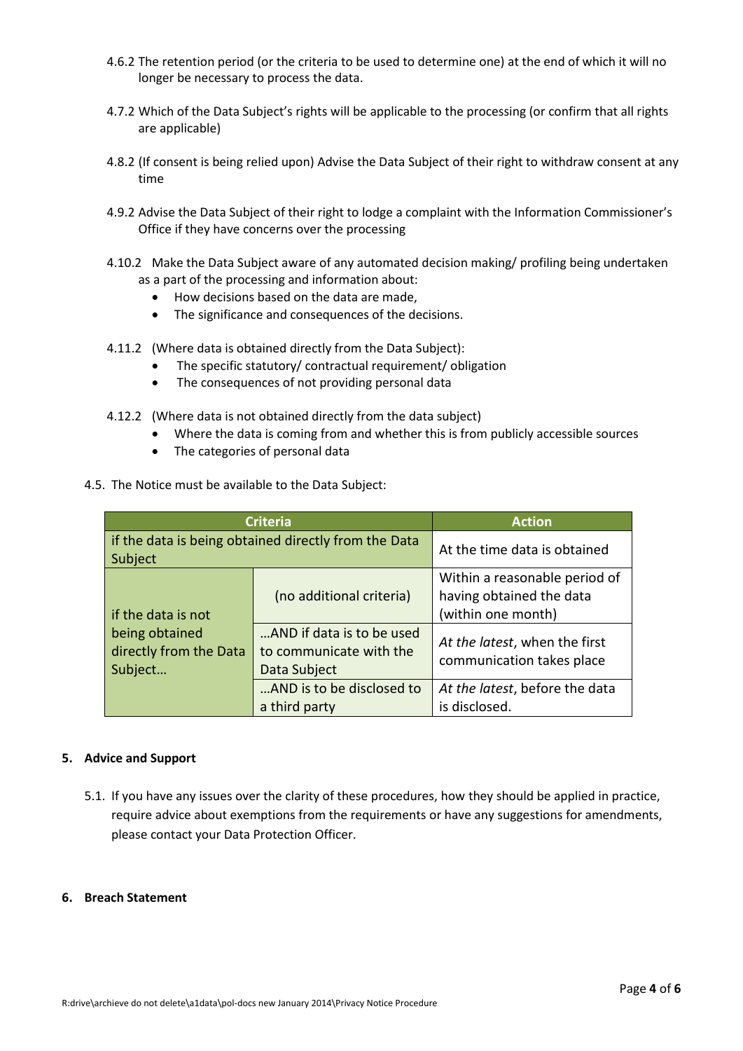4.6.2 The retention period (or the criteria to be used to determine one) at the end of which it will no longer be necessary to process the data.

4.7.2 Which of the Data Subject's rights will be applicable to the processing (or confirm that all rights are applicable)

4.8.2 (If consent is being relied upon) Advise the Data Subject of their right to withdraw consent at any time

4.9.2 Advise the Data Subject of their right to lodge a complaint with the Information Commissioner's Office if they have concerns over the processing

4.10.2 Make the Data Subject aware of any automated decision making/ profiling being undertaken as a part of the processing and information about:

- How decisions based on the data are made,
- The significance and consequences of the decisions.

4.11.2 (Where data is obtained directly from the Data Subject):

- The specific statutory/ contractual requirement/ obligation
- The consequences of not providing personal data

4.12.2 (Where data is not obtained directly from the data subject)

- Where the data is coming from and whether this is from publicly accessible sources
- The categories of personal data

4.5. The Notice must be available to the Data Subject:

| Criteria | | Action |
|---|---|---|
| if the data is being obtained directly from the Data Subject | | At the time data is obtained |
| if the data is not being obtained directly from the Data Subject… | (no additional criteria) | Within a reasonable period of having obtained the data (within one month) |
| | …AND if data is to be used to communicate with the Data Subject | *At the latest*, when the first communication takes place |
| | …AND is to be disclosed to a third party | *At the latest*, before the data is disclosed. |

## 5. Advice and Support

5.1. If you have any issues over the clarity of these procedures, how they should be applied in practice, require advice about exemptions from the requirements or have any suggestions for amendments, please contact your Data Protection Officer.

## 6. Breach Statement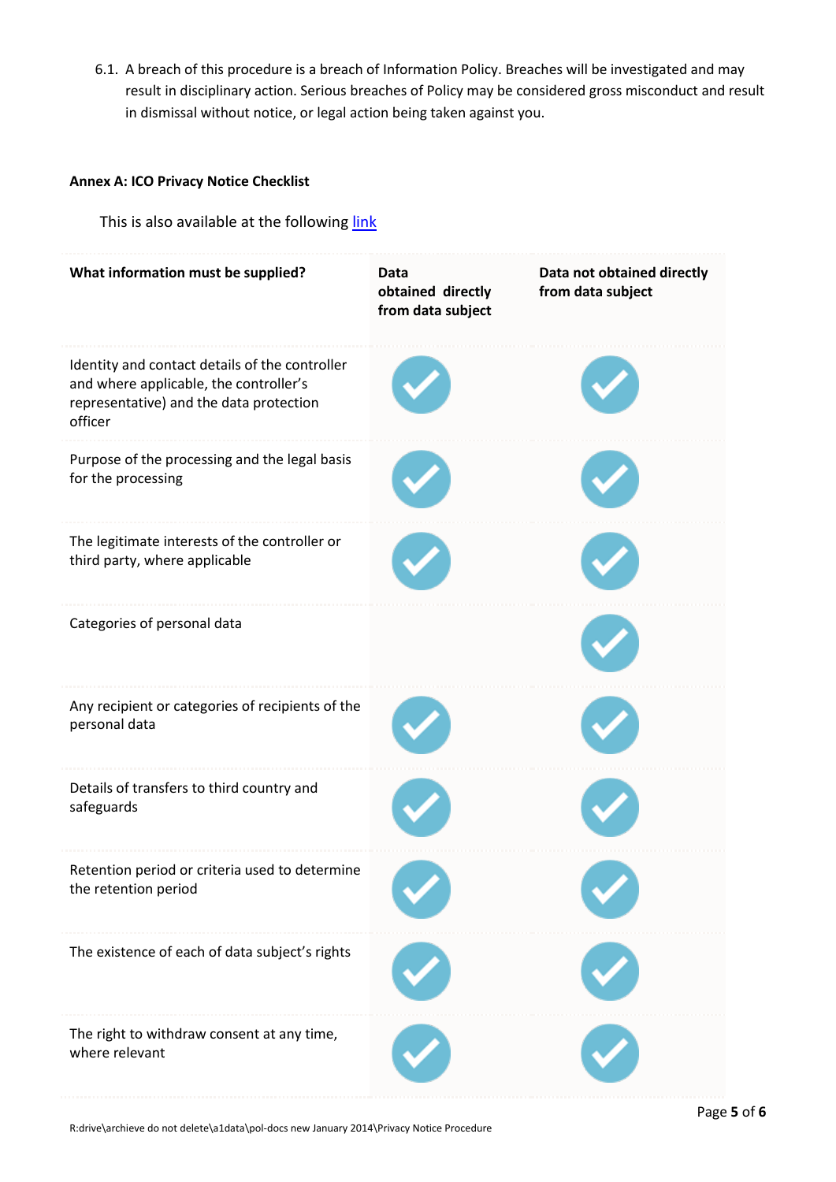6.1. A breach of this procedure is a breach of Information Policy. Breaches will be investigated and may result in disciplinary action. Serious breaches of Policy may be considered gross misconduct and result in dismissal without notice, or legal action being taken against you.

**Annex A: ICO Privacy Notice Checklist**

This is also available at the following link

| What information must be supplied? | Data obtained directly from data subject | Data not obtained directly from data subject |
|---|---|---|
| Identity and contact details of the controller and where applicable, the controller's representative) and the data protection officer | ✓ | ✓ |
| Purpose of the processing and the legal basis for the processing | ✓ | ✓ |
| The legitimate interests of the controller or third party, where applicable | ✓ | ✓ |
| Categories of personal data | | ✓ |
| Any recipient or categories of recipients of the personal data | ✓ | ✓ |
| Details of transfers to third country and safeguards | ✓ | ✓ |
| Retention period or criteria used to determine the retention period | ✓ | ✓ |
| The existence of each of data subject's rights | ✓ | ✓ |
| The right to withdraw consent at any time, where relevant | ✓ | ✓ |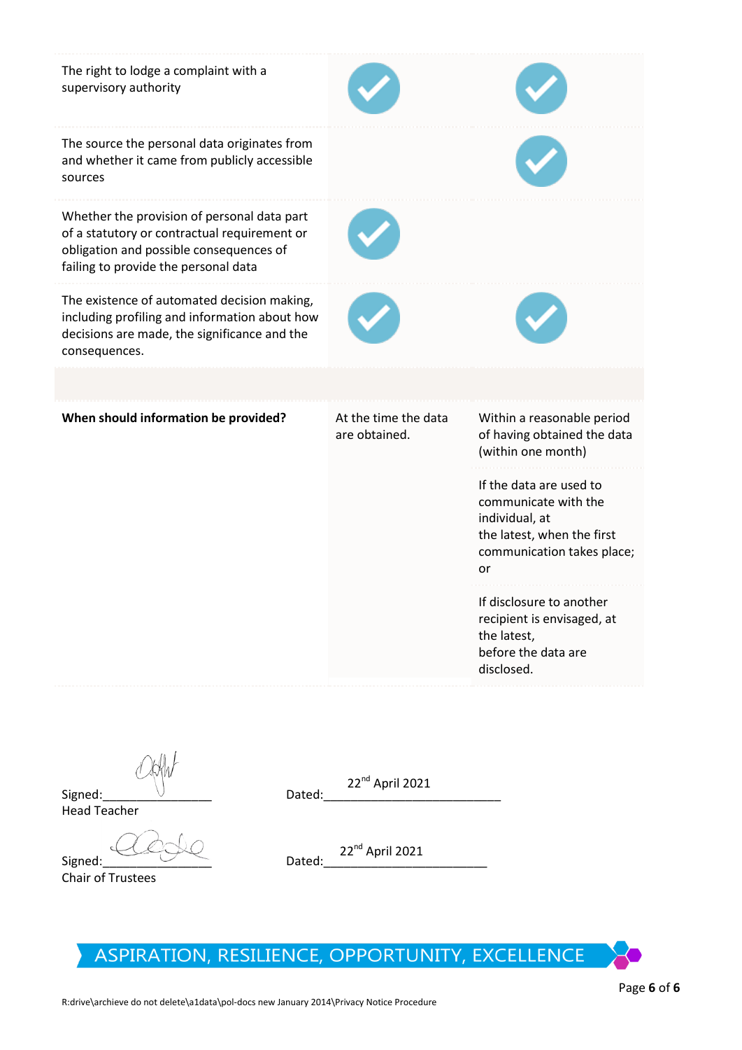| | | |
|---|---|---|
| The right to lodge a complaint with a supervisory authority | ✓ | ✓ |
| The source the personal data originates from and whether it came from publicly accessible sources | | ✓ |
| Whether the provision of personal data part of a statutory or contractual requirement or obligation and possible consequences of failing to provide the personal data | ✓ | |
| The existence of automated decision making, including profiling and information about how decisions are made, the significance and the consequences. | ✓ | ✓ |
| | | |
| **When should information be provided?** | At the time the data are obtained. | Within a reasonable period of having obtained the data (within one month) |
| | | If the data are used to communicate with the individual, at the latest, when the first communication takes place; or |
| | | If disclosure to another recipient is envisaged, at the latest, before the data are disclosed. |

Signed:________________ Dated: 22nd April 2021
Head Teacher

Signed:________________ Dated: 22nd April 2021
Chair of Trustees

ASPIRATION, RESILIENCE, OPPORTUNITY, EXCELLENCE

R:drive\archieve do not delete\a1data\pol-docs new January 2014\Privacy Notice Procedure